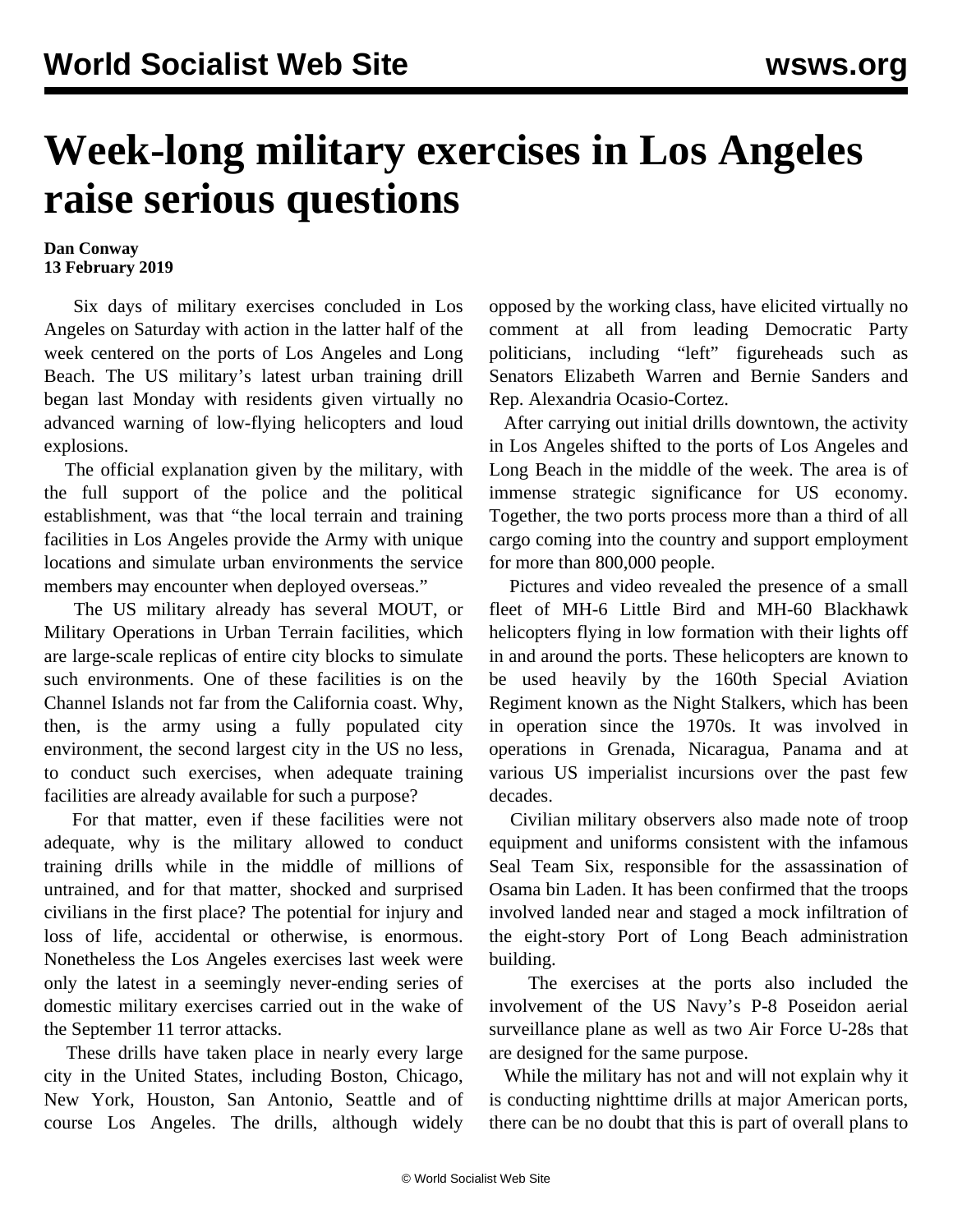# Week-long military exercises in Los Angeles raise serious questions

**Dan Conway**
**13 February 2019**

Six days of military exercises concluded in Los Angeles on Saturday with action in the latter half of the week centered on the ports of Los Angeles and Long Beach. The US military's latest urban training drill began last Monday with residents given virtually no advanced warning of low-flying helicopters and loud explosions.

The official explanation given by the military, with the full support of the police and the political establishment, was that "the local terrain and training facilities in Los Angeles provide the Army with unique locations and simulate urban environments the service members may encounter when deployed overseas."

The US military already has several MOUT, or Military Operations in Urban Terrain facilities, which are large-scale replicas of entire city blocks to simulate such environments. One of these facilities is on the Channel Islands not far from the California coast. Why, then, is the army using a fully populated city environment, the second largest city in the US no less, to conduct such exercises, when adequate training facilities are already available for such a purpose?

For that matter, even if these facilities were not adequate, why is the military allowed to conduct training drills while in the middle of millions of untrained, and for that matter, shocked and surprised civilians in the first place? The potential for injury and loss of life, accidental or otherwise, is enormous. Nonetheless the Los Angeles exercises last week were only the latest in a seemingly never-ending series of domestic military exercises carried out in the wake of the September 11 terror attacks.

These drills have taken place in nearly every large city in the United States, including Boston, Chicago, New York, Houston, San Antonio, Seattle and of course Los Angeles. The drills, although widely opposed by the working class, have elicited virtually no comment at all from leading Democratic Party politicians, including "left" figureheads such as Senators Elizabeth Warren and Bernie Sanders and Rep. Alexandria Ocasio-Cortez.

After carrying out initial drills downtown, the activity in Los Angeles shifted to the ports of Los Angeles and Long Beach in the middle of the week. The area is of immense strategic significance for US economy. Together, the two ports process more than a third of all cargo coming into the country and support employment for more than 800,000 people.

Pictures and video revealed the presence of a small fleet of MH-6 Little Bird and MH-60 Blackhawk helicopters flying in low formation with their lights off in and around the ports. These helicopters are known to be used heavily by the 160th Special Aviation Regiment known as the Night Stalkers, which has been in operation since the 1970s. It was involved in operations in Grenada, Nicaragua, Panama and at various US imperialist incursions over the past few decades.

Civilian military observers also made note of troop equipment and uniforms consistent with the infamous Seal Team Six, responsible for the assassination of Osama bin Laden. It has been confirmed that the troops involved landed near and staged a mock infiltration of the eight-story Port of Long Beach administration building.

The exercises at the ports also included the involvement of the US Navy's P-8 Poseidon aerial surveillance plane as well as two Air Force U-28s that are designed for the same purpose.

While the military has not and will not explain why it is conducting nighttime drills at major American ports, there can be no doubt that this is part of overall plans to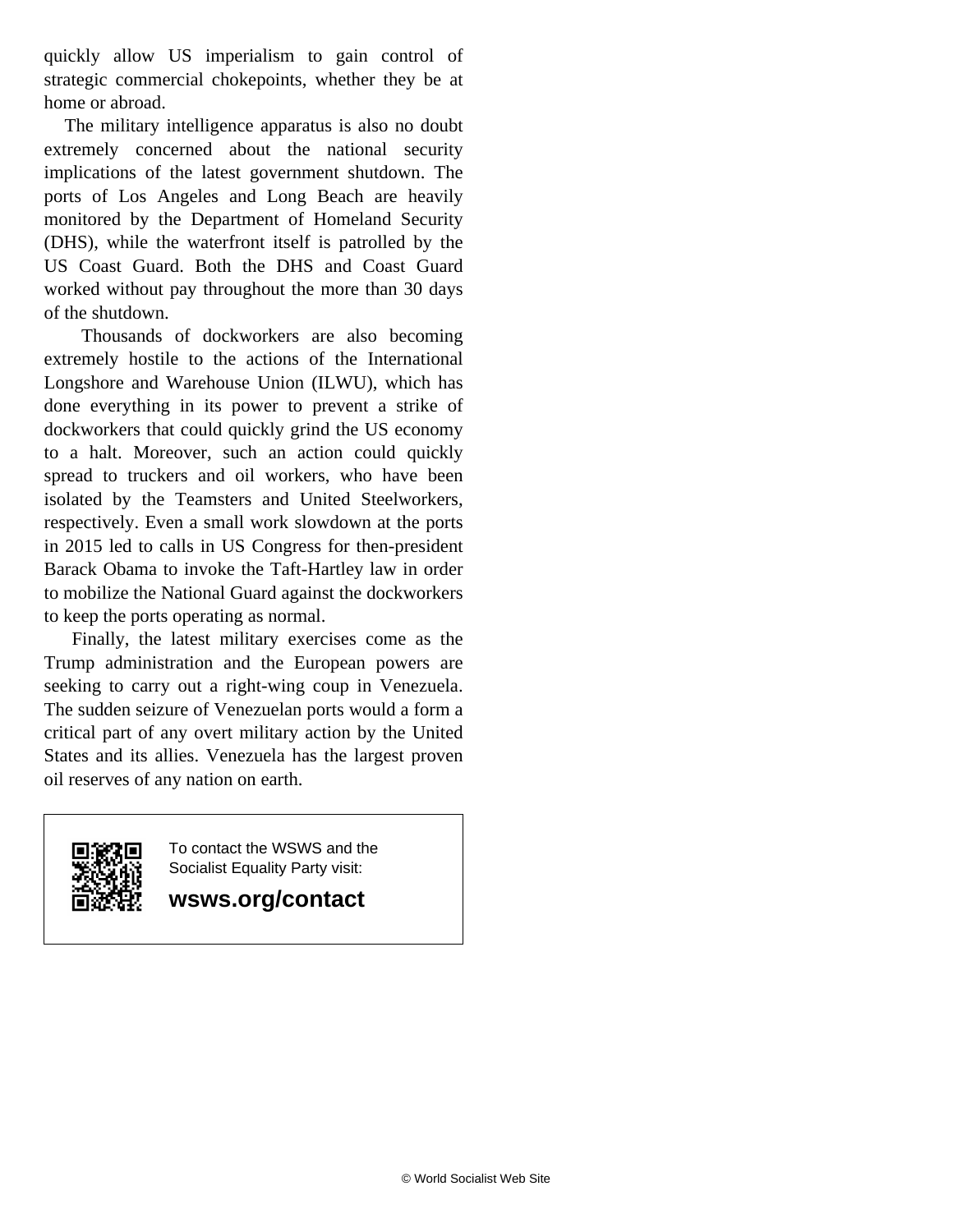quickly allow US imperialism to gain control of strategic commercial chokepoints, whether they be at home or abroad.

The military intelligence apparatus is also no doubt extremely concerned about the national security implications of the latest government shutdown. The ports of Los Angeles and Long Beach are heavily monitored by the Department of Homeland Security (DHS), while the waterfront itself is patrolled by the US Coast Guard. Both the DHS and Coast Guard worked without pay throughout the more than 30 days of the shutdown.

Thousands of dockworkers are also becoming extremely hostile to the actions of the International Longshore and Warehouse Union (ILWU), which has done everything in its power to prevent a strike of dockworkers that could quickly grind the US economy to a halt. Moreover, such an action could quickly spread to truckers and oil workers, who have been isolated by the Teamsters and United Steelworkers, respectively. Even a small work slowdown at the ports in 2015 led to calls in US Congress for then-president Barack Obama to invoke the Taft-Hartley law in order to mobilize the National Guard against the dockworkers to keep the ports operating as normal.

Finally, the latest military exercises come as the Trump administration and the European powers are seeking to carry out a right-wing coup in Venezuela. The sudden seizure of Venezuelan ports would a form a critical part of any overt military action by the United States and its allies. Venezuela has the largest proven oil reserves of any nation on earth.

To contact the WSWS and the Socialist Equality Party visit:

**wsws.org/contact**